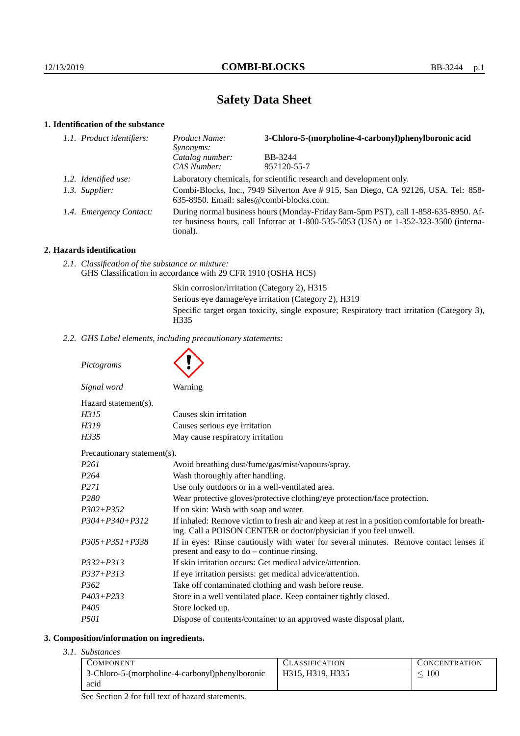# Safety Data Sheet

## 1. Identification of the substance

*1.1. Product identifiers:*

| | |
|---|---|
| *Product Name:* | **3-Chloro-5-(morpholine-4-carbonyl)phenylboronic acid** |
| *Synonyms:* | |
| *Catalog number:* | BB-3244 |
| *CAS Number:* | 957120-55-7 |

*1.2. Identified use:* Laboratory chemicals, for scientific research and development only.

*1.3. Supplier:* Combi-Blocks, Inc., 7949 Silverton Ave # 915, San Diego, CA 92126, USA. Tel: 858-635-8950. Email: sales@combi-blocks.com.

*1.4. Emergency Contact:* During normal business hours (Monday-Friday 8am-5pm PST), call 1-858-635-8950. After business hours, call Infotrac at 1-800-535-5053 (USA) or 1-352-323-3500 (international).

## 2. Hazards identification

*2.1. Classification of the substance or mixture:*
GHS Classification in accordance with 29 CFR 1910 (OSHA HCS)

Skin corrosion/irritation (Category 2), H315
Serious eye damage/eye irritation (Category 2), H319
Specific target organ toxicity, single exposure; Respiratory tract irritation (Category 3), H335

*2.2. GHS Label elements, including precautionary statements:*

*Pictograms*

*Signal word* Warning

Hazard statement(s).

| | |
|---|---|
| *H315* | Causes skin irritation |
| *H319* | Causes serious eye irritation |
| *H335* | May cause respiratory irritation |

Precautionary statement(s).

| | |
|---|---|
| *P261* | Avoid breathing dust/fume/gas/mist/vapours/spray. |
| *P264* | Wash thoroughly after handling. |
| *P271* | Use only outdoors or in a well-ventilated area. |
| *P280* | Wear protective gloves/protective clothing/eye protection/face protection. |
| *P302+P352* | If on skin: Wash with soap and water. |
| *P304+P340+P312* | If inhaled: Remove victim to fresh air and keep at rest in a position comfortable for breathing. Call a POISON CENTER or doctor/physician if you feel unwell. |
| *P305+P351+P338* | If in eyes: Rinse cautiously with water for several minutes. Remove contact lenses if present and easy to do – continue rinsing. |
| *P332+P313* | If skin irritation occurs: Get medical advice/attention. |
| *P337+P313* | If eye irritation persists: get medical advice/attention. |
| *P362* | Take off contaminated clothing and wash before reuse. |
| *P403+P233* | Store in a well ventilated place. Keep container tightly closed. |
| *P405* | Store locked up. |
| *P501* | Dispose of contents/container to an approved waste disposal plant. |

## 3. Composition/information on ingredients.

*3.1. Substances*

| Component | Classification | Concentration |
|---|---|---|
| 3-Chloro-5-(morpholine-4-carbonyl)phenylboronic acid | H315, H319, H335 | $\leq 100$ |

See Section 2 for full text of hazard statements.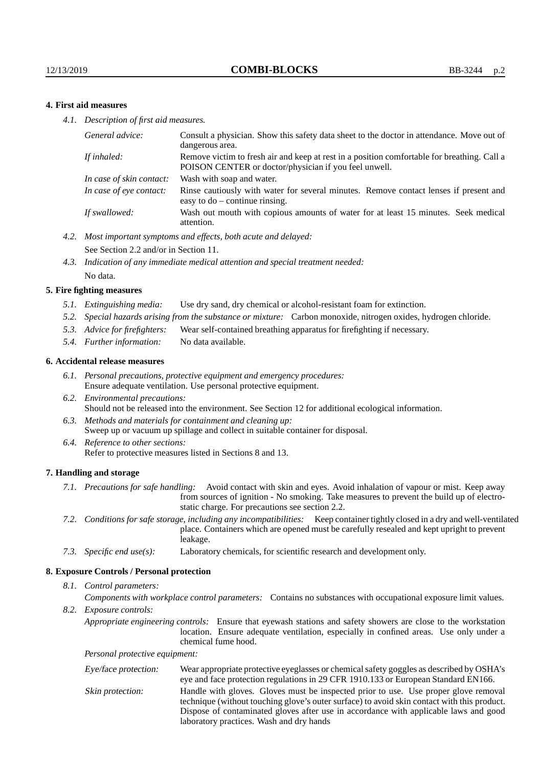## 4. First aid measures

*4.1. Description of first aid measures.*

| | |
|---|---|
| *General advice:* | Consult a physician. Show this safety data sheet to the doctor in attendance. Move out of dangerous area. |
| *If inhaled:* | Remove victim to fresh air and keep at rest in a position comfortable for breathing. Call a POISON CENTER or doctor/physician if you feel unwell. |
| *In case of skin contact:* | Wash with soap and water. |
| *In case of eye contact:* | Rinse cautiously with water for several minutes. Remove contact lenses if present and easy to do – continue rinsing. |
| *If swallowed:* | Wash out mouth with copious amounts of water for at least 15 minutes. Seek medical attention. |

*4.2. Most important symptoms and effects, both acute and delayed:*
See Section 2.2 and/or in Section 11.

*4.3. Indication of any immediate medical attention and special treatment needed:*
No data.

## 5. Fire fighting measures

*5.1. Extinguishing media:* Use dry sand, dry chemical or alcohol-resistant foam for extinction.

*5.2. Special hazards arising from the substance or mixture:* Carbon monoxide, nitrogen oxides, hydrogen chloride.

*5.3. Advice for firefighters:* Wear self-contained breathing apparatus for firefighting if necessary.

*5.4. Further information:* No data available.

## 6. Accidental release measures

*6.1. Personal precautions, protective equipment and emergency procedures:*
Ensure adequate ventilation. Use personal protective equipment.

*6.2. Environmental precautions:*
Should not be released into the environment. See Section 12 for additional ecological information.

*6.3. Methods and materials for containment and cleaning up:*
Sweep up or vacuum up spillage and collect in suitable container for disposal.

*6.4. Reference to other sections:*
Refer to protective measures listed in Sections 8 and 13.

## 7. Handling and storage

*7.1. Precautions for safe handling:* Avoid contact with skin and eyes. Avoid inhalation of vapour or mist. Keep away from sources of ignition - No smoking. Take measures to prevent the build up of electrostatic charge. For precautions see section 2.2.

*7.2. Conditions for safe storage, including any incompatibilities:* Keep container tightly closed in a dry and well-ventilated place. Containers which are opened must be carefully resealed and kept upright to prevent leakage.

*7.3. Specific end use(s):* Laboratory chemicals, for scientific research and development only.

## 8. Exposure Controls / Personal protection

*8.1. Control parameters:*

*Components with workplace control parameters:* Contains no substances with occupational exposure limit values.

*8.2. Exposure controls:*

*Appropriate engineering controls:* Ensure that eyewash stations and safety showers are close to the workstation location. Ensure adequate ventilation, especially in confined areas. Use only under a chemical fume hood.

*Personal protective equipment:*

| | |
|---|---|
| *Eye/face protection:* | Wear appropriate protective eyeglasses or chemical safety goggles as described by OSHA's eye and face protection regulations in 29 CFR 1910.133 or European Standard EN166. |
| *Skin protection:* | Handle with gloves. Gloves must be inspected prior to use. Use proper glove removal technique (without touching glove's outer surface) to avoid skin contact with this product. Dispose of contaminated gloves after use in accordance with applicable laws and good laboratory practices. Wash and dry hands |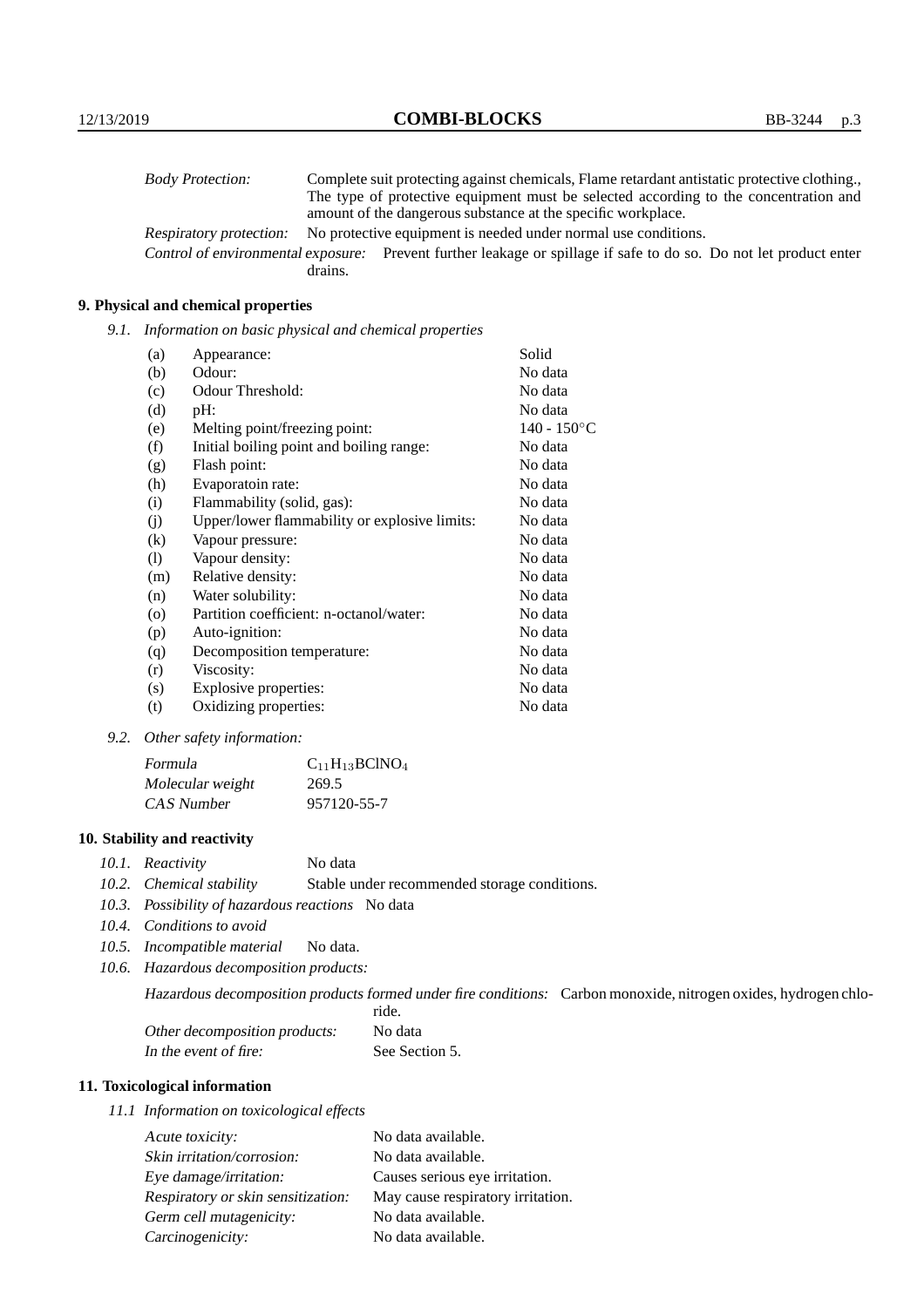| | |
|---|---|
| *Body Protection:* | Complete suit protecting against chemicals, Flame retardant antistatic protective clothing., The type of protective equipment must be selected according to the concentration and amount of the dangerous substance at the specific workplace. |
| *Respiratory protection:* | No protective equipment is needed under normal use conditions. |
| *Control of environmental exposure:* | Prevent further leakage or spillage if safe to do so. Do not let product enter drains. |

## 9. Physical and chemical properties

*9.1. Information on basic physical and chemical properties*

| | | |
|---|---|---|
| (a) | Appearance: | Solid |
| (b) | Odour: | No data |
| (c) | Odour Threshold: | No data |
| (d) | pH: | No data |
| (e) | Melting point/freezing point: | 140 - 150°C |
| (f) | Initial boiling point and boiling range: | No data |
| (g) | Flash point: | No data |
| (h) | Evaporatoin rate: | No data |
| (i) | Flammability (solid, gas): | No data |
| (j) | Upper/lower flammability or explosive limits: | No data |
| (k) | Vapour pressure: | No data |
| (l) | Vapour density: | No data |
| (m) | Relative density: | No data |
| (n) | Water solubility: | No data |
| (o) | Partition coefficient: n-octanol/water: | No data |
| (p) | Auto-ignition: | No data |
| (q) | Decomposition temperature: | No data |
| (r) | Viscosity: | No data |
| (s) | Explosive properties: | No data |
| (t) | Oxidizing properties: | No data |

*9.2. Other safety information:*

| | |
|---|---|
| *Formula* | $C_{11}H_{13}BClNO_4$ |
| *Molecular weight* | 269.5 |
| *CAS Number* | 957120-55-7 |

## 10. Stability and reactivity

*10.1. Reactivity* No data

*10.2. Chemical stability* Stable under recommended storage conditions.

*10.3. Possibility of hazardous reactions* No data

*10.4. Conditions to avoid*

*10.5. Incompatible material* No data.

*10.6. Hazardous decomposition products:*

*Hazardous decomposition products formed under fire conditions:* Carbon monoxide, nitrogen oxides, hydrogen chloride.

| | |
|---|---|
| *Other decomposition products:* | No data |
| *In the event of fire:* | See Section 5. |

## 11. Toxicological information

*11.1 Information on toxicological effects*

| | |
|---|---|
| *Acute toxicity:* | No data available. |
| *Skin irritation/corrosion:* | No data available. |
| *Eye damage/irritation:* | Causes serious eye irritation. |
| *Respiratory or skin sensitization:* | May cause respiratory irritation. |
| *Germ cell mutagenicity:* | No data available. |
| *Carcinogenicity:* | No data available. |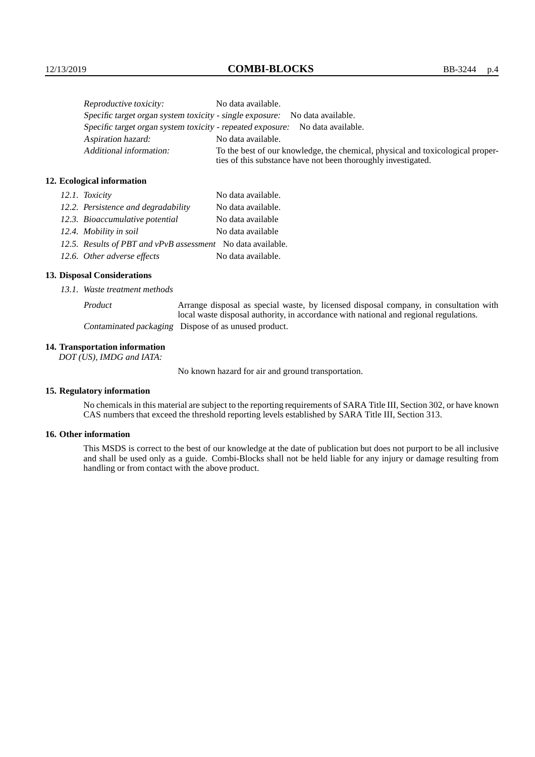| | |
|---|---|
| *Reproductive toxicity:* | No data available. |
| *Specific target organ system toxicity - single exposure:* | No data available. |
| *Specific target organ system toxicity - repeated exposure:* | No data available. |
| *Aspiration hazard:* | No data available. |
| *Additional information:* | To the best of our knowledge, the chemical, physical and toxicological properties of this substance have not been thoroughly investigated. |

## 12. Ecological information

| | |
|---|---|
| *12.1. Toxicity* | No data available. |
| *12.2. Persistence and degradability* | No data available. |
| *12.3. Bioaccumulative potential* | No data available |
| *12.4. Mobility in soil* | No data available |
| *12.5. Results of PBT and vPvB assessment* | No data available. |
| *12.6. Other adverse effects* | No data available. |

## 13. Disposal Considerations

*13.1. Waste treatment methods*

| | |
|---|---|
| *Product* | Arrange disposal as special waste, by licensed disposal company, in consultation with local waste disposal authority, in accordance with national and regional regulations. |
| *Contaminated packaging* | Dispose of as unused product. |

## 14. Transportation information

*DOT (US), IMDG and IATA:*

No known hazard for air and ground transportation.

## 15. Regulatory information

No chemicals in this material are subject to the reporting requirements of SARA Title III, Section 302, or have known CAS numbers that exceed the threshold reporting levels established by SARA Title III, Section 313.

## 16. Other information

This MSDS is correct to the best of our knowledge at the date of publication but does not purport to be all inclusive and shall be used only as a guide. Combi-Blocks shall not be held liable for any injury or damage resulting from handling or from contact with the above product.